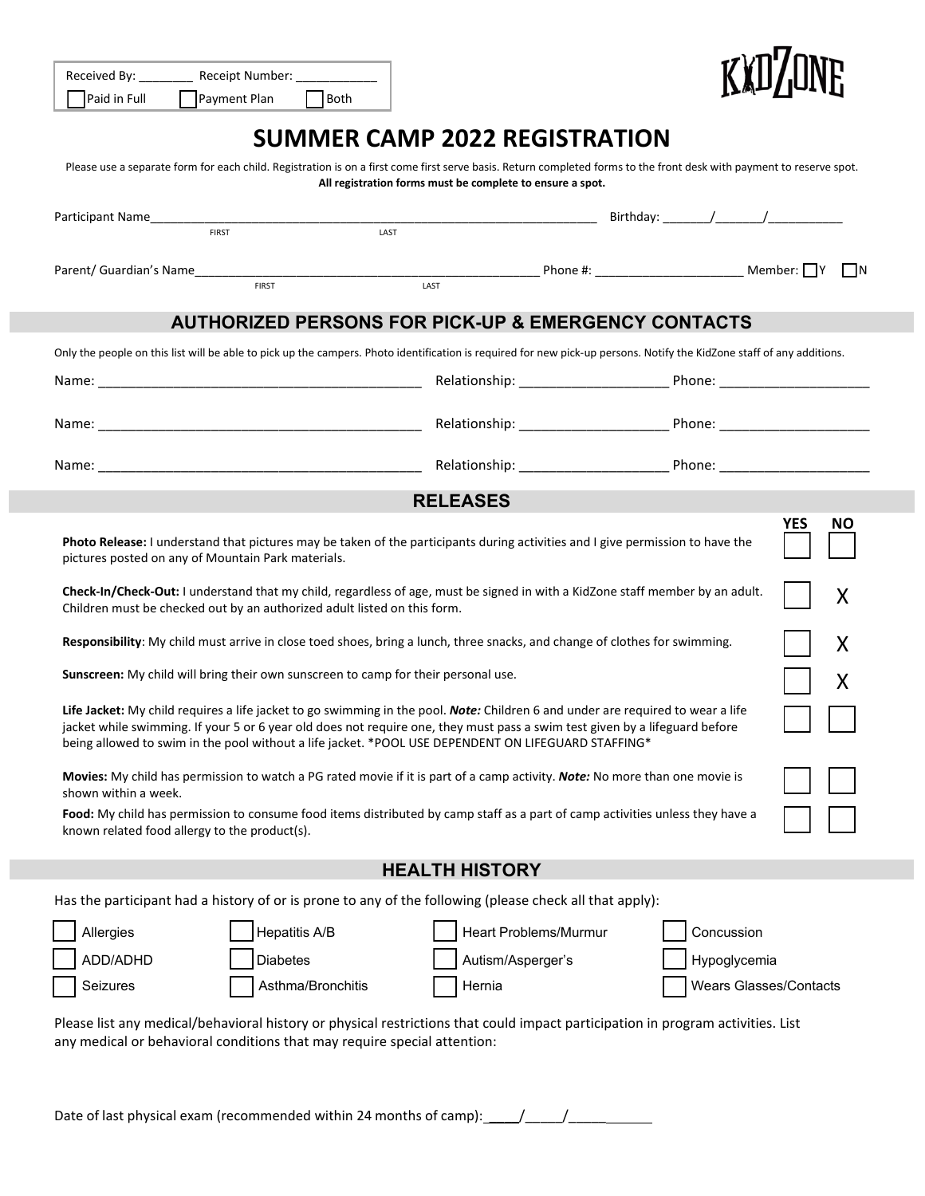Received By: ________ Receipt Number: ____________

☐ Paid in Full ☐ Payment Plan ☐ Both

KIDZONE

# SUMMER CAMP 2022 REGISTRATION

Please use a separate form for each child. Registration is on a first come first serve basis. Return completed forms to the front desk with payment to reserve spot.

**All registration forms must be complete to ensure a spot.**

Participant Name_________________________________________________ Birthday: _______/_______/___________
FIRST LAST

Parent/ Guardian's Name___________________________________________ Phone #: ____________________ Member: ☐Y ☐N
FIRST LAST

## AUTHORIZED PERSONS FOR PICK-UP & EMERGENCY CONTACTS

Only the people on this list will be able to pick up the campers. Photo identification is required for new pick-up persons. Notify the KidZone staff of any additions.

Name: ___________________________________________ Relationship: ____________________ Phone: ____________________

Name: ___________________________________________ Relationship: ____________________ Phone: ____________________

Name: ___________________________________________ Relationship: ____________________ Phone: ____________________

## RELEASES

| | YES | NO |
|---|---|---|
| **Photo Release:** I understand that pictures may be taken of the participants during activities and I give permission to have the pictures posted on any of Mountain Park materials. | ☐ | ☐ |
| **Check-In/Check-Out:** I understand that my child, regardless of age, must be signed in with a KidZone staff member by an adult. Children must be checked out by an authorized adult listed on this form. | ☐ | X |
| **Responsibility**: My child must arrive in close toed shoes, bring a lunch, three snacks, and change of clothes for swimming. | ☐ | X |
| **Sunscreen:** My child will bring their own sunscreen to camp for their personal use. | ☐ | X |
| **Life Jacket:** My child requires a life jacket to go swimming in the pool. ***Note:*** Children 6 and under are required to wear a life jacket while swimming. If your 5 or 6 year old does not require one, they must pass a swim test given by a lifeguard before being allowed to swim in the pool without a life jacket. *POOL USE DEPENDENT ON LIFEGUARD STAFFING* | ☐ | ☐ |
| **Movies:** My child has permission to watch a PG rated movie if it is part of a camp activity. ***Note:*** No more than one movie is shown within a week. | ☐ | ☐ |
| **Food:** My child has permission to consume food items distributed by camp staff as a part of camp activities unless they have a known related food allergy to the product(s). | ☐ | ☐ |

## HEALTH HISTORY

Has the participant had a history of or is prone to any of the following (please check all that apply):

| | | | |
|---|---|---|---|
| ☐ Allergies | ☐ Hepatitis A/B | ☐ Heart Problems/Murmur | ☐ Concussion |
| ☐ ADD/ADHD | ☐ Diabetes | ☐ Autism/Asperger's | ☐ Hypoglycemia |
| ☐ Seizures | ☐ Asthma/Bronchitis | ☐ Hernia | ☐ Wears Glasses/Contacts |

Please list any medical/behavioral history or physical restrictions that could impact participation in program activities. List any medical or behavioral conditions that may require special attention:

Date of last physical exam (recommended within 24 months of camp): ____/_____/___________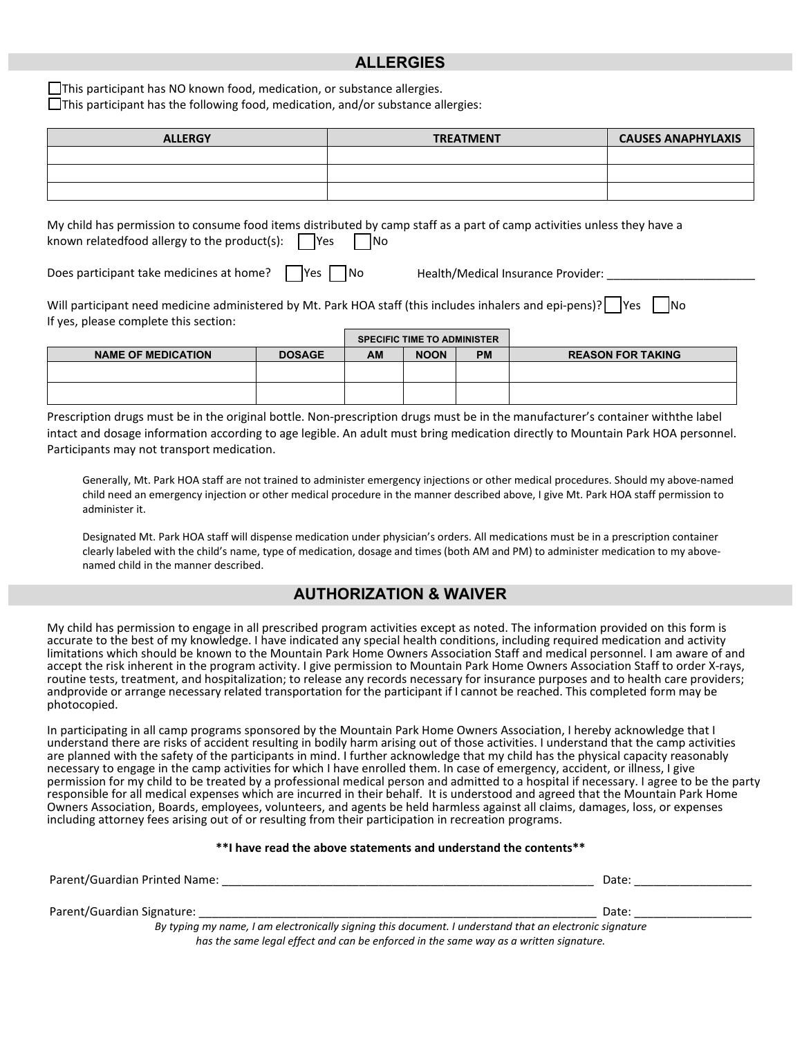## ALLERGIES

☐This participant has NO known food, medication, or substance allergies.
☐This participant has the following food, medication, and/or substance allergies:

| ALLERGY | TREATMENT | CAUSES ANAPHYLAXIS |
|---|---|---|
| | | |
| | | |
| | | |

My child has permission to consume food items distributed by camp staff as a part of camp activities unless they have a known relatedfood allergy to the product(s): ☐Yes ☐No

Does participant take medicines at home? ☐Yes ☐No Health/Medical Insurance Provider: ______________________

Will participant need medicine administered by Mt. Park HOA staff (this includes inhalers and epi-pens)? ☐Yes ☐No
If yes, please complete this section:

| | | SPECIFIC TIME TO ADMINISTER | | | |
|---|---|---|---|---|---|
| **NAME OF MEDICATION** | **DOSAGE** | **AM** | **NOON** | **PM** | **REASON FOR TAKING** |
| | | | | | |
| | | | | | |

Prescription drugs must be in the original bottle. Non-prescription drugs must be in the manufacturer's container withthe label intact and dosage information according to age legible. An adult must bring medication directly to Mountain Park HOA personnel. Participants may not transport medication.

Generally, Mt. Park HOA staff are not trained to administer emergency injections or other medical procedures. Should my above-named child need an emergency injection or other medical procedure in the manner described above, I give Mt. Park HOA staff permission to administer it.

Designated Mt. Park HOA staff will dispense medication under physician's orders. All medications must be in a prescription container clearly labeled with the child's name, type of medication, dosage and times (both AM and PM) to administer medication to my above-named child in the manner described.

## AUTHORIZATION & WAIVER

My child has permission to engage in all prescribed program activities except as noted. The information provided on this form is accurate to the best of my knowledge. I have indicated any special health conditions, including required medication and activity limitations which should be known to the Mountain Park Home Owners Association Staff and medical personnel. I am aware of and accept the risk inherent in the program activity. I give permission to Mountain Park Home Owners Association Staff to order X-rays, routine tests, treatment, and hospitalization; to release any records necessary for insurance purposes and to health care providers; andprovide or arrange necessary related transportation for the participant if I cannot be reached. This completed form may be photocopied.

In participating in all camp programs sponsored by the Mountain Park Home Owners Association, I hereby acknowledge that I understand there are risks of accident resulting in bodily harm arising out of those activities. I understand that the camp activities are planned with the safety of the participants in mind. I further acknowledge that my child has the physical capacity reasonably necessary to engage in the camp activities for which I have enrolled them. In case of emergency, accident, or illness, I give permission for my child to be treated by a professional medical person and admitted to a hospital if necessary. I agree to be the party responsible for all medical expenses which are incurred in their behalf. It is understood and agreed that the Mountain Park Home Owners Association, Boards, employees, volunteers, and agents be held harmless against all claims, damages, loss, or expenses including attorney fees arising out of or resulting from their participation in recreation programs.

**\*\*I have read the above statements and understand the contents\*\***

Parent/Guardian Printed Name: ____________________________________________________________ Date: __________________

Parent/Guardian Signature: ________________________________________________________________ Date: __________________

*By typing my name, I am electronically signing this document. I understand that an electronic signature has the same legal effect and can be enforced in the same way as a written signature.*